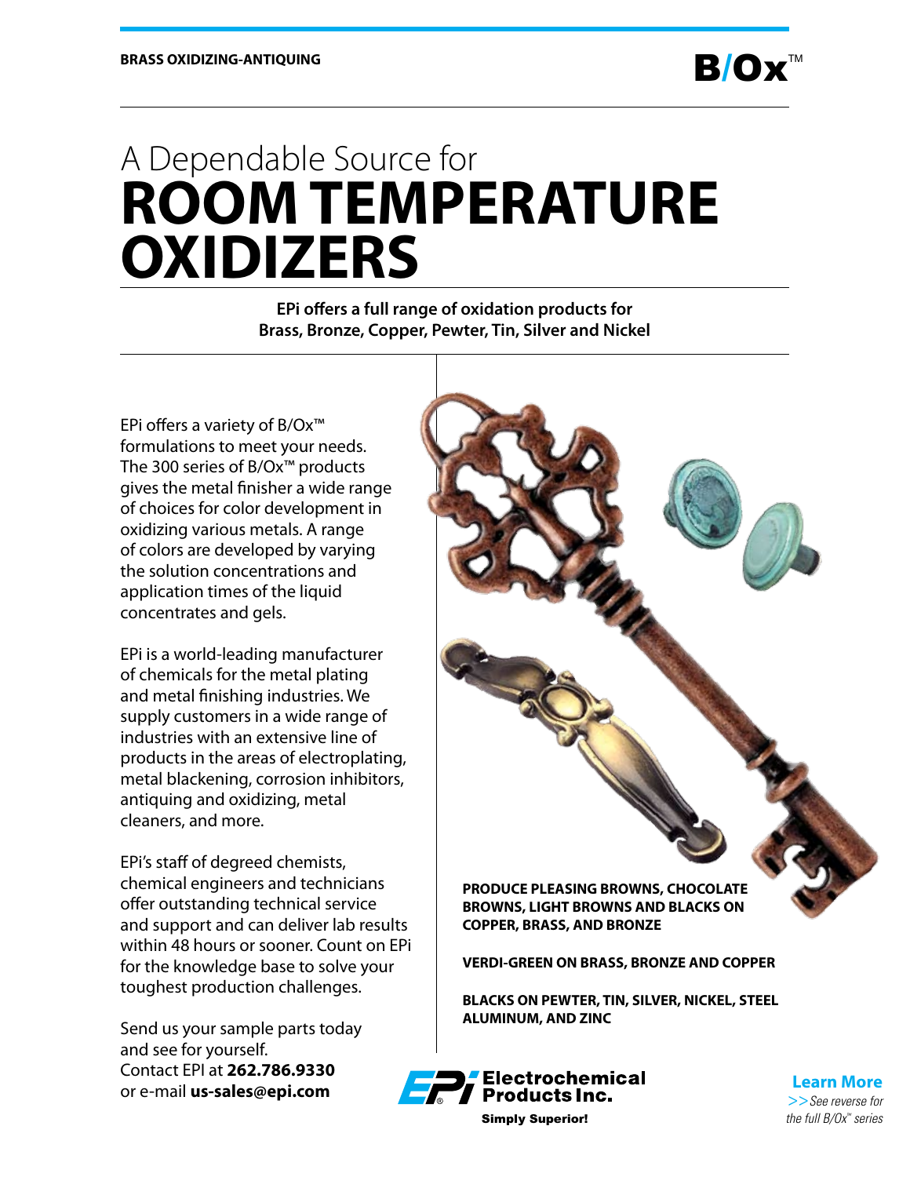BRASS OXIDIZING-ANTIQUING

B/Ox™

# A Dependable Source for ROOM TEMPERATURE OXIDIZERS

**EPi offers a full range of oxidation products for Brass, Bronze, Copper, Pewter, Tin, Silver and Nickel**

EPi offers a variety of B/Ox™ formulations to meet your needs. The 300 series of B/Ox™ products gives the metal finisher a wide range of choices for color development in oxidizing various metals. A range of colors are developed by varying the solution concentrations and application times of the liquid concentrates and gels.

EPi is a world-leading manufacturer of chemicals for the metal plating and metal finishing industries. We supply customers in a wide range of industries with an extensive line of products in the areas of electroplating, metal blackening, corrosion inhibitors, antiquing and oxidizing, metal cleaners, and more.

EPi's staff of degreed chemists, chemical engineers and technicians offer outstanding technical service and support and can deliver lab results within 48 hours or sooner. Count on EPi for the knowledge base to solve your toughest production challenges.

Send us your sample parts today and see for yourself.
Contact EPI at **262.786.9330**
or e-mail **us-sales@epi.com**

**PRODUCE PLEASING BROWNS, CHOCOLATE BROWNS, LIGHT BROWNS AND BLACKS ON COPPER, BRASS, AND BRONZE**

**VERDI-GREEN ON BRASS, BRONZE AND COPPER**

**BLACKS ON PEWTER, TIN, SILVER, NICKEL, STEEL ALUMINUM, AND ZINC**

Electrochemical Products Inc.
**Simply Superior!**

**Learn More**
*>>See reverse for the full B/Ox™ series*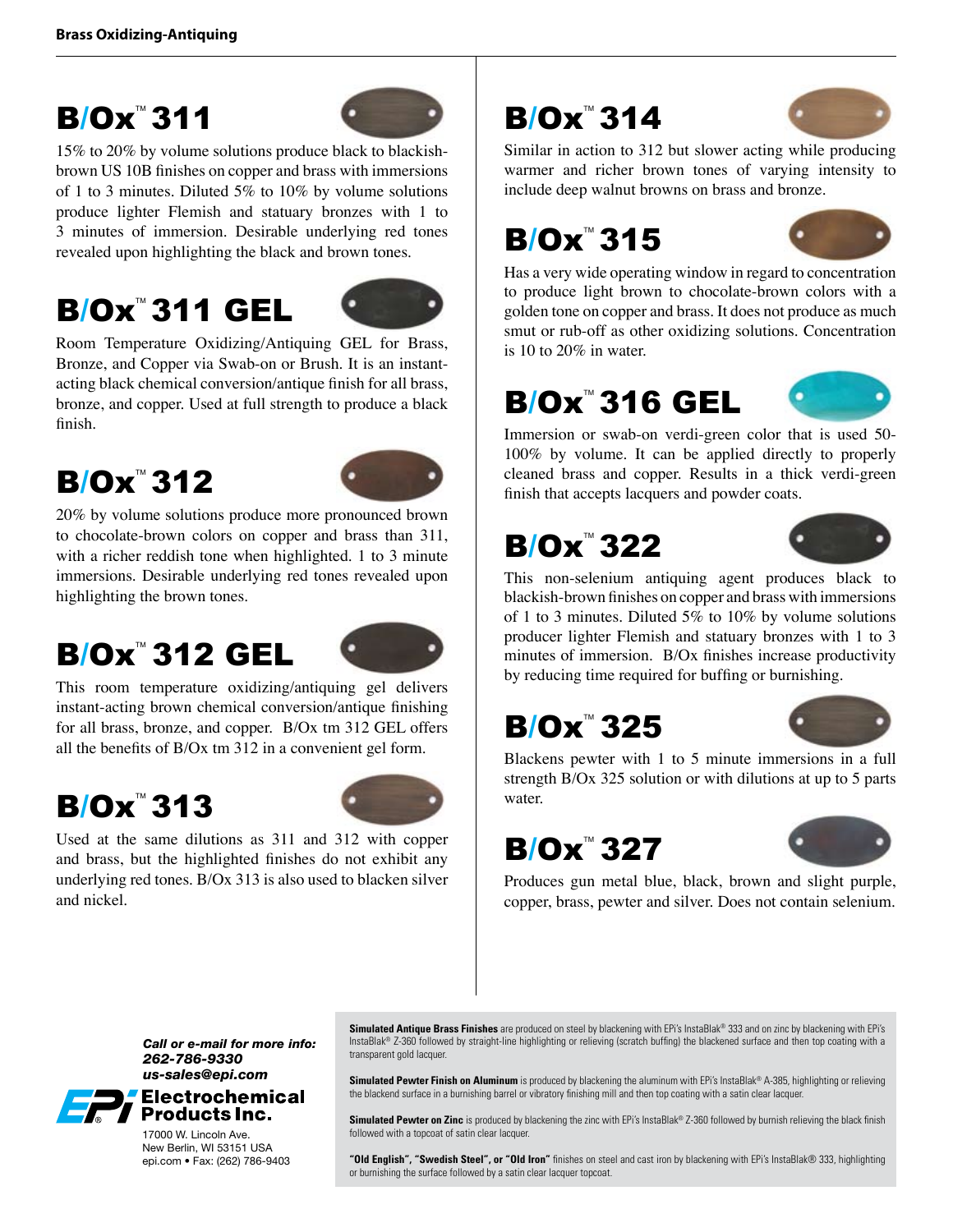# Brass Oxidizing-Antiquing

## B/Ox™ 311

15% to 20% by volume solutions produce black to blackish-brown US 10B finishes on copper and brass with immersions of 1 to 3 minutes. Diluted 5% to 10% by volume solutions produce lighter Flemish and statuary bronzes with 1 to 3 minutes of immersion. Desirable underlying red tones revealed upon highlighting the black and brown tones.

## B/Ox™ 311 GEL

Room Temperature Oxidizing/Antiquing GEL for Brass, Bronze, and Copper via Swab-on or Brush. It is an instant-acting black chemical conversion/antique finish for all brass, bronze, and copper. Used at full strength to produce a black finish.

## B/Ox™ 312

20% by volume solutions produce more pronounced brown to chocolate-brown colors on copper and brass than 311, with a richer reddish tone when highlighted. 1 to 3 minute immersions. Desirable underlying red tones revealed upon highlighting the brown tones.

## B/Ox™ 312 GEL

This room temperature oxidizing/antiquing gel delivers instant-acting brown chemical conversion/antique finishing for all brass, bronze, and copper. B/Ox tm 312 GEL offers all the benefits of B/Ox tm 312 in a convenient gel form.

## B/Ox™ 313

Used at the same dilutions as 311 and 312 with copper and brass, but the highlighted finishes do not exhibit any underlying red tones. B/Ox 313 is also used to blacken silver and nickel.

## B/Ox™ 314

Similar in action to 312 but slower acting while producing warmer and richer brown tones of varying intensity to include deep walnut browns on brass and bronze.

## B/Ox™ 315

Has a very wide operating window in regard to concentration to produce light brown to chocolate-brown colors with a golden tone on copper and brass. It does not produce as much smut or rub-off as other oxidizing solutions. Concentration is 10 to 20% in water.

## B/Ox™ 316 GEL

Immersion or swab-on verdi-green color that is used 50-100% by volume. It can be applied directly to properly cleaned brass and copper. Results in a thick verdi-green finish that accepts lacquers and powder coats.

## B/Ox™ 322

This non-selenium antiquing agent produces black to blackish-brown finishes on copper and brass with immersions of 1 to 3 minutes. Diluted 5% to 10% by volume solutions producer lighter Flemish and statuary bronzes with 1 to 3 minutes of immersion. B/Ox finishes increase productivity by reducing time required for buffing or burnishing.

## B/Ox™ 325

Blackens pewter with 1 to 5 minute immersions in a full strength B/Ox 325 solution or with dilutions at up to 5 parts water.

## B/Ox™ 327

Produces gun metal blue, black, brown and slight purple, copper, brass, pewter and silver. Does not contain selenium.

---

***Call or e-mail for more info:***
***262-786-9330***
***us-sales@epi.com***

**Electrochemical Products Inc.**
17000 W. Lincoln Ave.
New Berlin, WI 53151 USA
epi.com • Fax: (262) 786-9403

**Simulated Antique Brass Finishes** are produced on steel by blackening with EPi's InstaBlak® 333 and on zinc by blackening with EPi's InstaBlak® Z-360 followed by straight-line highlighting or relieving (scratch buffing) the blackened surface and then top coating with a transparent gold lacquer.

**Simulated Pewter Finish on Aluminum** is produced by blackening the aluminum with EPi's InstaBlak® A-385, highlighting or relieving the blackend surface in a burnishing barrel or vibratory finishing mill and then top coating with a satin clear lacquer.

**Simulated Pewter on Zinc** is produced by blackening the zinc with EPi's InstaBlak® Z-360 followed by burnish relieving the black finish followed with a topcoat of satin clear lacquer.

**"Old English", "Swedish Steel", or "Old Iron"** finishes on steel and cast iron by blackening with EPi's InstaBlak® 333, highlighting or burnishing the surface followed by a satin clear lacquer topcoat.